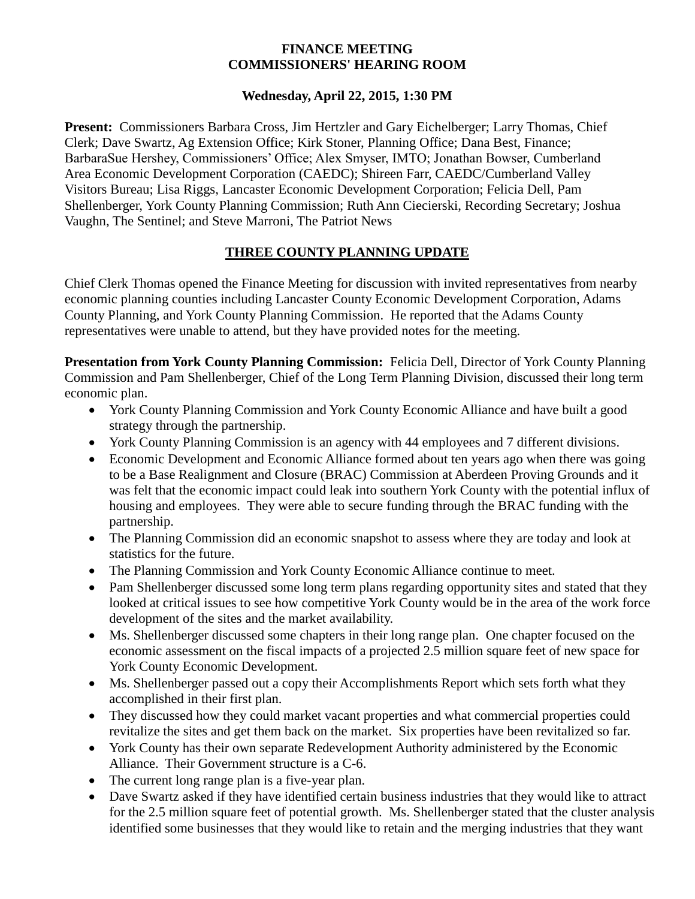# FINANCE MEETING
# COMMISSIONERS' HEARING ROOM

### Wednesday, April 22, 2015, 1:30 PM

**Present:** Commissioners Barbara Cross, Jim Hertzler and Gary Eichelberger; Larry Thomas, Chief Clerk; Dave Swartz, Ag Extension Office; Kirk Stoner, Planning Office; Dana Best, Finance; BarbaraSue Hershey, Commissioners' Office; Alex Smyser, IMTO; Jonathan Bowser, Cumberland Area Economic Development Corporation (CAEDC); Shireen Farr, CAEDC/Cumberland Valley Visitors Bureau; Lisa Riggs, Lancaster Economic Development Corporation; Felicia Dell, Pam Shellenberger, York County Planning Commission; Ruth Ann Ciecierski, Recording Secretary; Joshua Vaughn, The Sentinel; and Steve Marroni, The Patriot News

## THREE COUNTY PLANNING UPDATE

Chief Clerk Thomas opened the Finance Meeting for discussion with invited representatives from nearby economic planning counties including Lancaster County Economic Development Corporation, Adams County Planning, and York County Planning Commission. He reported that the Adams County representatives were unable to attend, but they have provided notes for the meeting.

**Presentation from York County Planning Commission:** Felicia Dell, Director of York County Planning Commission and Pam Shellenberger, Chief of the Long Term Planning Division, discussed their long term economic plan.

- York County Planning Commission and York County Economic Alliance and have built a good strategy through the partnership.
- York County Planning Commission is an agency with 44 employees and 7 different divisions.
- Economic Development and Economic Alliance formed about ten years ago when there was going to be a Base Realignment and Closure (BRAC) Commission at Aberdeen Proving Grounds and it was felt that the economic impact could leak into southern York County with the potential influx of housing and employees. They were able to secure funding through the BRAC funding with the partnership.
- The Planning Commission did an economic snapshot to assess where they are today and look at statistics for the future.
- The Planning Commission and York County Economic Alliance continue to meet.
- Pam Shellenberger discussed some long term plans regarding opportunity sites and stated that they looked at critical issues to see how competitive York County would be in the area of the work force development of the sites and the market availability.
- Ms. Shellenberger discussed some chapters in their long range plan. One chapter focused on the economic assessment on the fiscal impacts of a projected 2.5 million square feet of new space for York County Economic Development.
- Ms. Shellenberger passed out a copy their Accomplishments Report which sets forth what they accomplished in their first plan.
- They discussed how they could market vacant properties and what commercial properties could revitalize the sites and get them back on the market. Six properties have been revitalized so far.
- York County has their own separate Redevelopment Authority administered by the Economic Alliance. Their Government structure is a C-6.
- The current long range plan is a five-year plan.
- Dave Swartz asked if they have identified certain business industries that they would like to attract for the 2.5 million square feet of potential growth. Ms. Shellenberger stated that the cluster analysis identified some businesses that they would like to retain and the merging industries that they want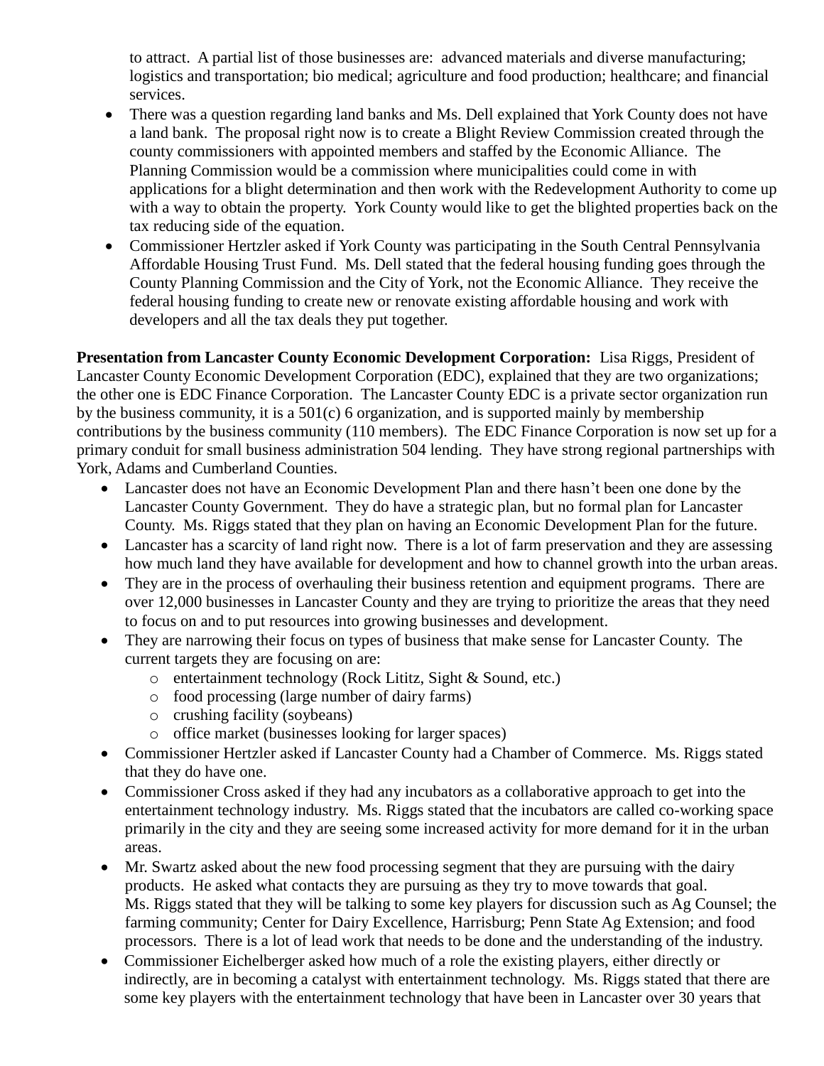to attract. A partial list of those businesses are: advanced materials and diverse manufacturing; logistics and transportation; bio medical; agriculture and food production; healthcare; and financial services.

- There was a question regarding land banks and Ms. Dell explained that York County does not have a land bank. The proposal right now is to create a Blight Review Commission created through the county commissioners with appointed members and staffed by the Economic Alliance. The Planning Commission would be a commission where municipalities could come in with applications for a blight determination and then work with the Redevelopment Authority to come up with a way to obtain the property. York County would like to get the blighted properties back on the tax reducing side of the equation.
- Commissioner Hertzler asked if York County was participating in the South Central Pennsylvania Affordable Housing Trust Fund. Ms. Dell stated that the federal housing funding goes through the County Planning Commission and the City of York, not the Economic Alliance. They receive the federal housing funding to create new or renovate existing affordable housing and work with developers and all the tax deals they put together.

**Presentation from Lancaster County Economic Development Corporation:** Lisa Riggs, President of Lancaster County Economic Development Corporation (EDC), explained that they are two organizations; the other one is EDC Finance Corporation. The Lancaster County EDC is a private sector organization run by the business community, it is a 501(c) 6 organization, and is supported mainly by membership contributions by the business community (110 members). The EDC Finance Corporation is now set up for a primary conduit for small business administration 504 lending. They have strong regional partnerships with York, Adams and Cumberland Counties.

- Lancaster does not have an Economic Development Plan and there hasn't been one done by the Lancaster County Government. They do have a strategic plan, but no formal plan for Lancaster County. Ms. Riggs stated that they plan on having an Economic Development Plan for the future.
- Lancaster has a scarcity of land right now. There is a lot of farm preservation and they are assessing how much land they have available for development and how to channel growth into the urban areas.
- They are in the process of overhauling their business retention and equipment programs. There are over 12,000 businesses in Lancaster County and they are trying to prioritize the areas that they need to focus on and to put resources into growing businesses and development.
- They are narrowing their focus on types of business that make sense for Lancaster County. The current targets they are focusing on are:
  - entertainment technology (Rock Lititz, Sight & Sound, etc.)
  - food processing (large number of dairy farms)
  - crushing facility (soybeans)
  - office market (businesses looking for larger spaces)
- Commissioner Hertzler asked if Lancaster County had a Chamber of Commerce. Ms. Riggs stated that they do have one.
- Commissioner Cross asked if they had any incubators as a collaborative approach to get into the entertainment technology industry. Ms. Riggs stated that the incubators are called co-working space primarily in the city and they are seeing some increased activity for more demand for it in the urban areas.
- Mr. Swartz asked about the new food processing segment that they are pursuing with the dairy products. He asked what contacts they are pursuing as they try to move towards that goal. Ms. Riggs stated that they will be talking to some key players for discussion such as Ag Counsel; the farming community; Center for Dairy Excellence, Harrisburg; Penn State Ag Extension; and food processors. There is a lot of lead work that needs to be done and the understanding of the industry.
- Commissioner Eichelberger asked how much of a role the existing players, either directly or indirectly, are in becoming a catalyst with entertainment technology. Ms. Riggs stated that there are some key players with the entertainment technology that have been in Lancaster over 30 years that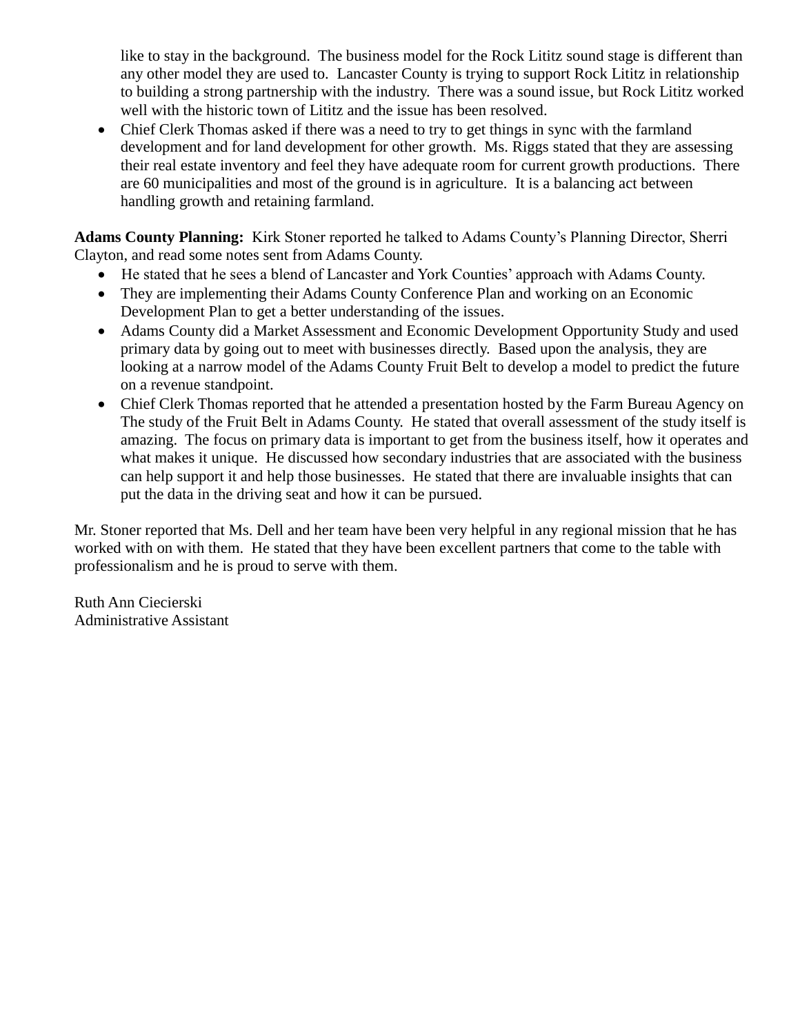like to stay in the background. The business model for the Rock Lititz sound stage is different than any other model they are used to. Lancaster County is trying to support Rock Lititz in relationship to building a strong partnership with the industry. There was a sound issue, but Rock Lititz worked well with the historic town of Lititz and the issue has been resolved.

- Chief Clerk Thomas asked if there was a need to try to get things in sync with the farmland development and for land development for other growth. Ms. Riggs stated that they are assessing their real estate inventory and feel they have adequate room for current growth productions. There are 60 municipalities and most of the ground is in agriculture. It is a balancing act between handling growth and retaining farmland.

**Adams County Planning:** Kirk Stoner reported he talked to Adams County's Planning Director, Sherri Clayton, and read some notes sent from Adams County.

- He stated that he sees a blend of Lancaster and York Counties' approach with Adams County.
- They are implementing their Adams County Conference Plan and working on an Economic Development Plan to get a better understanding of the issues.
- Adams County did a Market Assessment and Economic Development Opportunity Study and used primary data by going out to meet with businesses directly. Based upon the analysis, they are looking at a narrow model of the Adams County Fruit Belt to develop a model to predict the future on a revenue standpoint.
- Chief Clerk Thomas reported that he attended a presentation hosted by the Farm Bureau Agency on The study of the Fruit Belt in Adams County. He stated that overall assessment of the study itself is amazing. The focus on primary data is important to get from the business itself, how it operates and what makes it unique. He discussed how secondary industries that are associated with the business can help support it and help those businesses. He stated that there are invaluable insights that can put the data in the driving seat and how it can be pursued.

Mr. Stoner reported that Ms. Dell and her team have been very helpful in any regional mission that he has worked with on with them. He stated that they have been excellent partners that come to the table with professionalism and he is proud to serve with them.

Ruth Ann Ciecierski
Administrative Assistant